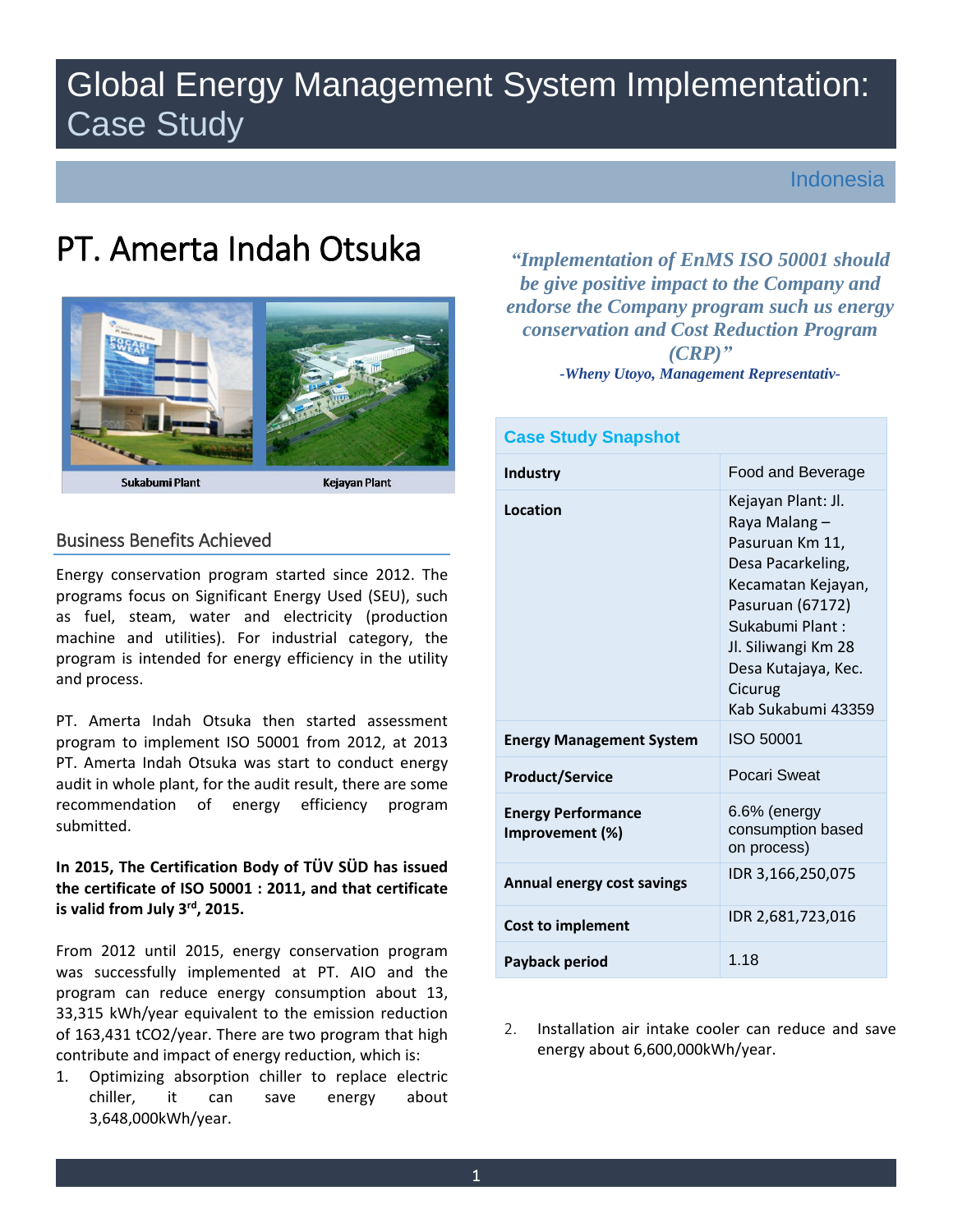# Global Energy Management System Implementation: Case Study

Indonesia

# PT. Amerta Indah Otsuka

Sukabumi Plant Kejayan Plant

## Business Benefits Achieved

Energy conservation program started since 2012. The programs focus on Significant Energy Used (SEU), such as fuel, steam, water and electricity (production machine and utilities). For industrial category, the program is intended for energy efficiency in the utility and process.

PT. Amerta Indah Otsuka then started assessment program to implement ISO 50001 from 2012, at 2013 PT. Amerta Indah Otsuka was start to conduct energy audit in whole plant, for the audit result, there are some recommendation of energy efficiency program submitted.

**In 2015, The Certification Body of TÜV SÜD has issued the certificate of ISO 50001 : 2011, and that certificate is valid from July 3rd, 2015.**

From 2012 until 2015, energy conservation program was successfully implemented at PT. AIO and the program can reduce energy consumption about 13, 33,315 kWh/year equivalent to the emission reduction of 163,431 $tCO_2$/year. There are two program that high contribute and impact of energy reduction, which is:

1. Optimizing absorption chiller to replace electric chiller, it can save energy about 3,648,000kWh/year.
2. Installation air intake cooler can reduce and save energy about 6,600,000kWh/year.

*"Implementation of EnMS ISO 50001 should be give positive impact to the Company and endorse the Company program such us energy conservation and Cost Reduction Program (CRP)"*

*-Wheny Utoyo, Management Representativ-*

| Case Study Snapshot | |
|---|---|
| **Industry** | Food and Beverage |
| **Location** | Kejayan Plant: Jl. Raya Malang – Pasuruan Km 11, Desa Pacarkeling, Kecamatan Kejayan, Pasuruan (67172)<br>Sukabumi Plant :<br>Jl. Siliwangi Km 28 Desa Kutajaya, Kec. Cicurug<br>Kab Sukabumi 43359 |
| **Energy Management System** | ISO 50001 |
| **Product/Service** | Pocari Sweat |
| **Energy Performance Improvement (%)** | 6.6% (energy consumption based on process) |
| **Annual energy cost savings** | IDR 3,166,250,075 |
| **Cost to implement** | IDR 2,681,723,016 |
| **Payback period** | 1.18 |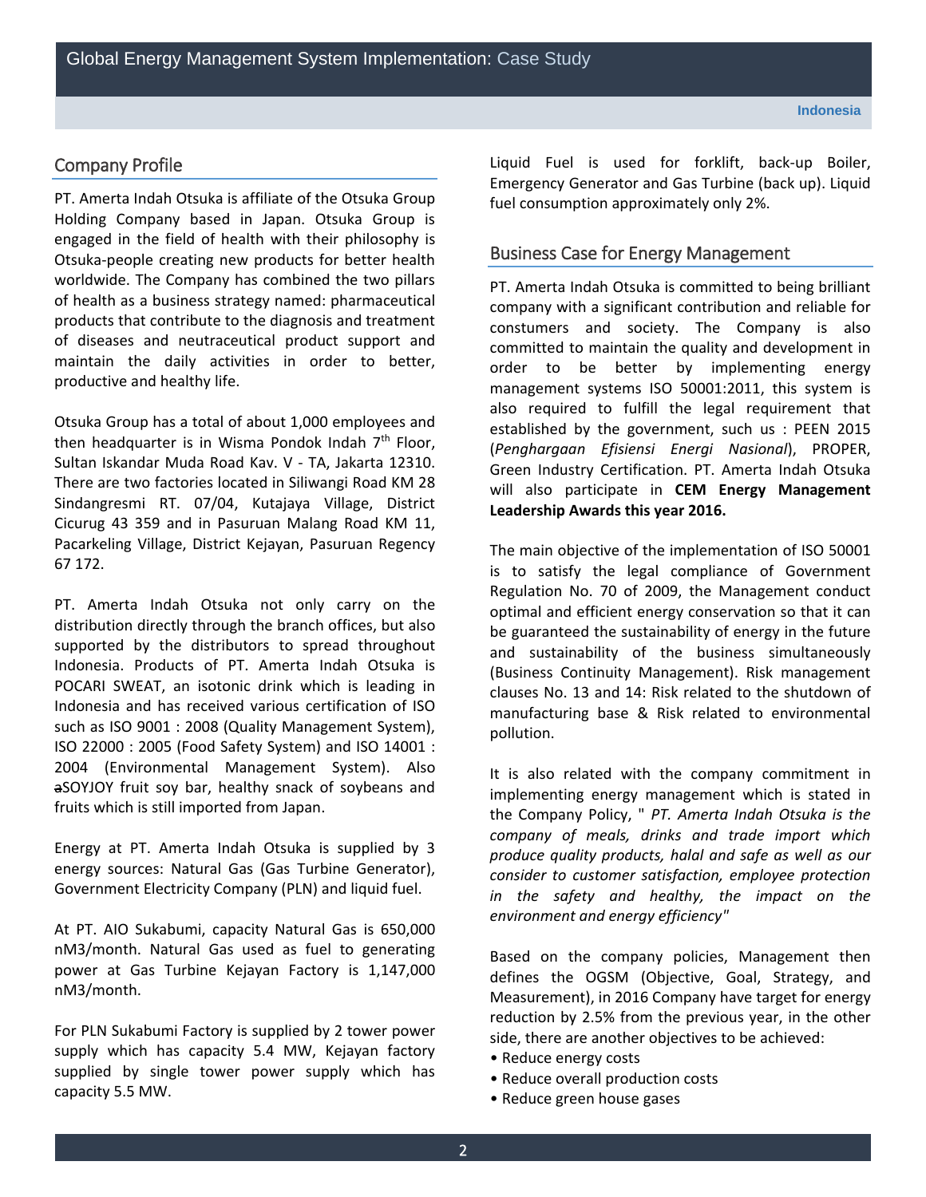## Company Profile

PT. Amerta Indah Otsuka is affiliate of the Otsuka Group Holding Company based in Japan. Otsuka Group is engaged in the field of health with their philosophy is Otsuka-people creating new products for better health worldwide. The Company has combined the two pillars of health as a business strategy named: pharmaceutical products that contribute to the diagnosis and treatment of diseases and neutraceutical product support and maintain the daily activities in order to better, productive and healthy life.

Otsuka Group has a total of about 1,000 employees and then headquarter is in Wisma Pondok Indah 7th Floor, Sultan Iskandar Muda Road Kav. V - TA, Jakarta 12310. There are two factories located in Siliwangi Road KM 28 Sindangresmi RT. 07/04, Kutajaya Village, District Cicurug 43 359 and in Pasuruan Malang Road KM 11, Pacarkeling Village, District Kejayan, Pasuruan Regency 67 172.

PT. Amerta Indah Otsuka not only carry on the distribution directly through the branch offices, but also supported by the distributors to spread throughout Indonesia. Products of PT. Amerta Indah Otsuka is POCARI SWEAT, an isotonic drink which is leading in Indonesia and has received various certification of ISO such as ISO 9001 : 2008 (Quality Management System), ISO 22000 : 2005 (Food Safety System) and ISO 14001 : 2004 (Environmental Management System). Also aSOYJOY fruit soy bar, healthy snack of soybeans and fruits which is still imported from Japan.

Energy at PT. Amerta Indah Otsuka is supplied by 3 energy sources: Natural Gas (Gas Turbine Generator), Government Electricity Company (PLN) and liquid fuel.

At PT. AIO Sukabumi, capacity Natural Gas is 650,000 nM3/month. Natural Gas used as fuel to generating power at Gas Turbine Kejayan Factory is 1,147,000 nM3/month.

For PLN Sukabumi Factory is supplied by 2 tower power supply which has capacity 5.4 MW, Kejayan factory supplied by single tower power supply which has capacity 5.5 MW.

Liquid Fuel is used for forklift, back-up Boiler, Emergency Generator and Gas Turbine (back up). Liquid fuel consumption approximately only 2%.

## Business Case for Energy Management

PT. Amerta Indah Otsuka is committed to being brilliant company with a significant contribution and reliable for constumers and society. The Company is also committed to maintain the quality and development in order to be better by implementing energy management systems ISO 50001:2011, this system is also required to fulfill the legal requirement that established by the government, such us : PEEN 2015 (*Penghargaan Efisiensi Energi Nasional*), PROPER, Green Industry Certification. PT. Amerta Indah Otsuka will also participate in **CEM Energy Management Leadership Awards this year 2016.**

The main objective of the implementation of ISO 50001 is to satisfy the legal compliance of Government Regulation No. 70 of 2009, the Management conduct optimal and efficient energy conservation so that it can be guaranteed the sustainability of energy in the future and sustainability of the business simultaneously (Business Continuity Management). Risk management clauses No. 13 and 14: Risk related to the shutdown of manufacturing base & Risk related to environmental pollution.

It is also related with the company commitment in implementing energy management which is stated in the Company Policy, " *PT. Amerta Indah Otsuka is the company of meals, drinks and trade import which produce quality products, halal and safe as well as our consider to customer satisfaction, employee protection in the safety and healthy, the impact on the environment and energy efficiency"*

Based on the company policies, Management then defines the OGSM (Objective, Goal, Strategy, and Measurement), in 2016 Company have target for energy reduction by 2.5% from the previous year, in the other side, there are another objectives to be achieved:

- Reduce energy costs
- Reduce overall production costs
- Reduce green house gases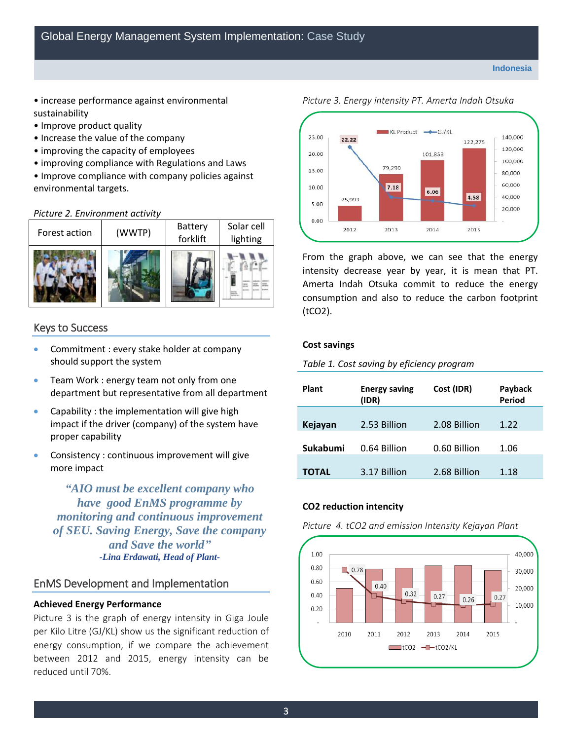• increase performance against environmental sustainability
• Improve product quality
• Increase the value of the company
• improving the capacity of employees
• improving compliance with Regulations and Laws
• Improve compliance with company policies against environmental targets.

*Picture 2. Environment activity*

| Forest action | (WWTP) | Battery forklift | Solar cell lighting |
|---|---|---|---|
| | | | |

## Keys to Success

- Commitment : every stake holder at company should support the system
- Team Work : energy team not only from one department but representative from all department
- Capability : the implementation will give high impact if the driver (company) of the system have proper capability
- Consistency : continuous improvement will give more impact

***"AIO must be excellent company who have good EnMS programme by monitoring and continuous improvement of SEU. Saving Energy, Save the company and Save the world"***
***-Lina Erdawati, Head of Plant-***

## EnMS Development and Implementation

### Achieved Energy Performance

Picture 3 is the graph of energy intensity in Giga Joule per Kilo Litre (GJ/KL) show us the significant reduction of energy consumption, if we compare the achievement between 2012 and 2015, energy intensity can be reduced until 70%.

*Picture 3. Energy intensity PT. Amerta Indah Otsuka*

| Year | KL Product | GJ/KL |
|---|---|---|
| 2012 | 25,993 | 22.22 |
| 2013 | 79,290 | 7.18 |
| 2014 | 101,853 | 6.06 |
| 2015 | 122,275 | 4.58 |

From the graph above, we can see that the energy intensity decrease year by year, it is mean that PT. Amerta Indah Otsuka commit to reduce the energy consumption and also to reduce the carbon footprint ($tCO_2$).

### Cost savings

*Table 1. Cost saving by eficiency program*

| Plant | Energy saving (IDR) | Cost (IDR) | Payback Period |
|---|---|---|---|
| **Kejayan** | 2.53 Billion | 2.08 Billion | 1.22 |
| **Sukabumi** | 0.64 Billion | 0.60 Billion | 1.06 |
| **TOTAL** | 3.17 Billion | 2.68 Billion | 1.18 |

### CO2 reduction intencity

*Picture 4. tCO2 and emission Intensity Kejayan Plant*

| Year | $tCO_2/KL$ |
|---|---|
| 2010 | 0.78 |
| 2011 | 0.40 |
| 2012 | 0.32 |
| 2013 | 0.27 |
| 2014 | 0.26 |
| 2015 | 0.27 |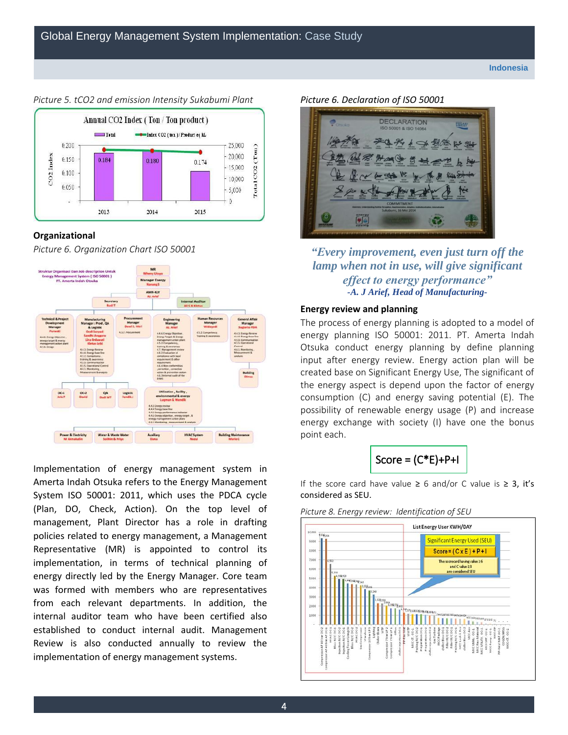*Picture 5. tCO2 and emission Intensity Sukabumi Plant*

**Organizational**

*Picture 6. Organization Chart ISO 50001*

Implementation of energy management system in Amerta Indah Otsuka refers to the Energy Management System ISO 50001: 2011, which uses the PDCA cycle (Plan, DO, Check, Action). On the top level of management, Plant Director has a role in drafting policies related to energy management, a Management Representative (MR) is appointed to control its implementation, in terms of technical planning of energy directly led by the Energy Manager. Core team was formed with members who are representatives from each relevant departments. In addition, the internal auditor team who have been certified also established to conduct internal audit. Management Review is also conducted annually to review the implementation of energy management systems.

*Picture 6. Declaration of ISO 50001*

> ***"Every improvement, even just turn off the lamp when not in use, will give significant effect to energy performance"***
> ***-A. J Arief, Head of Manufacturing-***

**Energy review and planning**

The process of energy planning is adopted to a model of energy planning ISO 50001: 2011. PT. Amerta Indah Otsuka conduct energy planning by define planning input after energy review. Energy action plan will be created base on Significant Energy Use, The significant of the energy aspect is depend upon the factor of energy consumption (C) and energy saving potential (E). The possibility of renewable energy usage (P) and increase energy exchange with society (I) have one the bonus point each.

$$\text{Score} = (C*E)+P+I$$

If the score card have value ≥ 6 and/or C value is ≥ 3, it's considered as SEU.

*Picture 8. Energy review: Identification of SEU*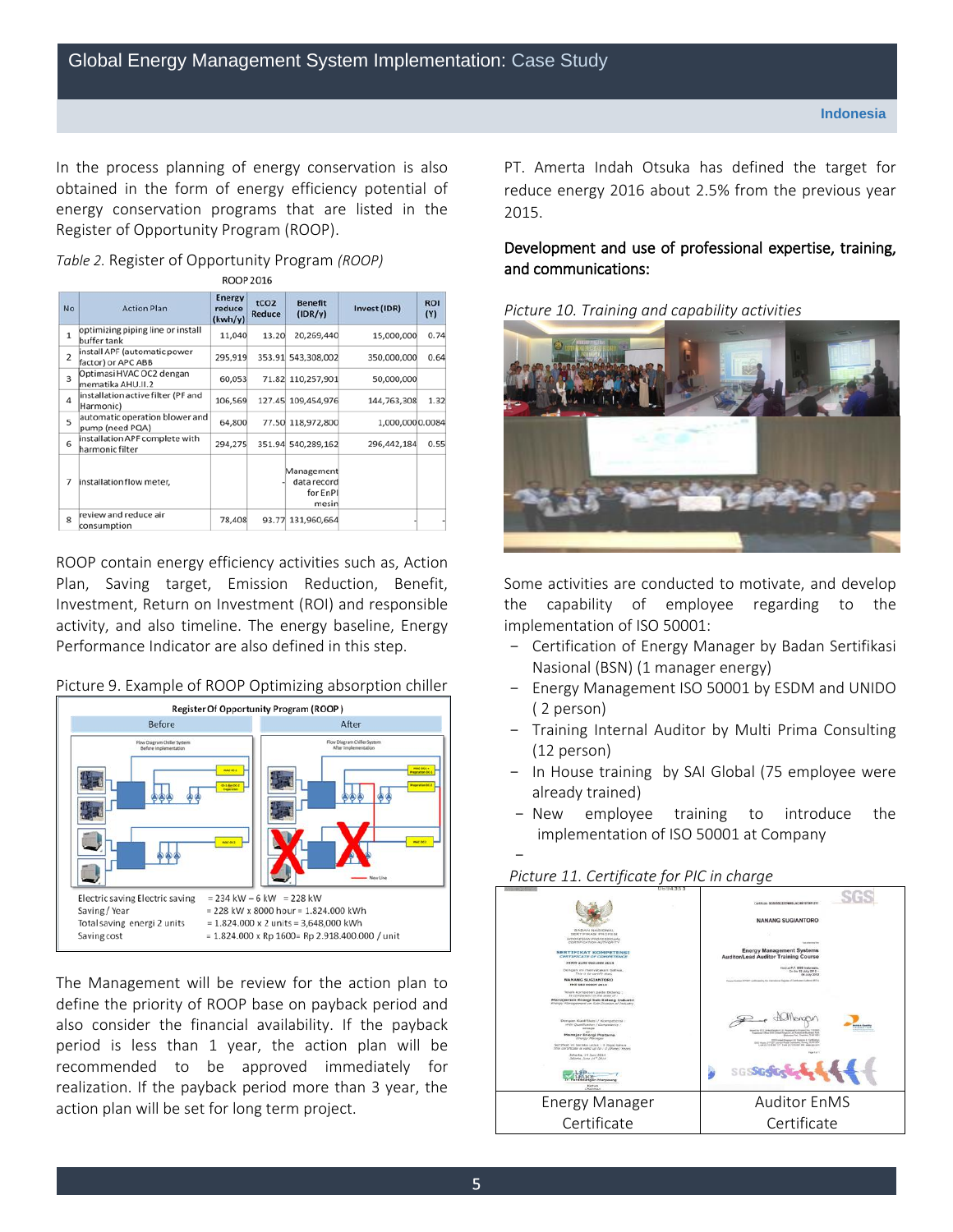In the process planning of energy conservation is also obtained in the form of energy efficiency potential of energy conservation programs that are listed in the Register of Opportunity Program (ROOP).

*Table 2.* Register of Opportunity Program *(ROOP)*

ROOP 2016

| No | Action Plan | Energy reduce (kwh/y) | tCO2 Reduce | Benefit (IDR/y) | Invest (IDR) | ROI (Y) |
|---|---|---|---|---|---|---|
| 1 | optimizing piping line or install buffer tank | 11,040 | 13.20 | 20,269,440 | 15,000,000 | 0.74 |
| 2 | install APF (automatic power factor) or APC ABB | 295,919 | 353.91 | 543,308,002 | 350,000,000 | 0.64 |
| 3 | Optimasi HVAC OC2 dengan mematika AHU.II.2 | 60,053 | 71.82 | 110,257,901 | 50,000,000 | |
| 4 | installation active filter (PF and Harmonic) | 106,569 | 127.45 | 109,454,976 | 144,763,308 | 1.32 |
| 5 | automatic operation blower and pump (need PQA) | 64,800 | 77.50 | 118,972,800 | 1,000,000 | 0.0084 |
| 6 | installation APF complete with harmonic filter | 294,275 | 351.94 | 540,289,162 | 296,442,184 | 0.55 |
| 7 | installation flow meter, | | - | Management data record for EnPI mesin | | |
| 8 | review and reduce air consumption | 78,408 | 93.77 | 131,960,664 | - | - |

ROOP contain energy efficiency activities such as, Action Plan, Saving target, Emission Reduction, Benefit, Investment, Return on Investment (ROI) and responsible activity, and also timeline. The energy baseline, Energy Performance Indicator are also defined in this step.

Picture 9. Example of ROOP Optimizing absorption chiller

Register Of Opportunity Program (ROOP)

| Before | After |
|---|---|

Electric saving Electric saving = 234 kW – 6 kW = 228 kW
Saving / Year = 228 kW x 8000 hour = 1.824.000 kWh
Total saving energi 2 units = 1.824.000 x 2 units = 3,648,000 kWh
Saving cost = 1.824.000 x Rp 1600= Rp 2.918.400.000 / unit

The Management will be review for the action plan to define the priority of ROOP base on payback period and also consider the financial availability. If the payback period is less than 1 year, the action plan will be recommended to be approved immediately for realization. If the payback period more than 3 year, the action plan will be set for long term project.

PT. Amerta Indah Otsuka has defined the target for reduce energy 2016 about 2.5% from the previous year 2015.

**Development and use of professional expertise, training, and communications:**

*Picture 10. Training and capability activities*

Some activities are conducted to motivate, and develop the capability of employee regarding to the implementation of ISO 50001:

- Certification of Energy Manager by Badan Sertifikasi Nasional (BSN) (1 manager energy)
- Energy Management ISO 50001 by ESDM and UNIDO ( 2 person)
- Training Internal Auditor by Multi Prima Consulting (12 person)
- In House training by SAI Global (75 employee were already trained)
- New employee training to introduce the implementation of ISO 50001 at Company

*Picture 11. Certificate for PIC in charge*

| Energy Manager Certificate | Auditor EnMS Certificate |
|---|---|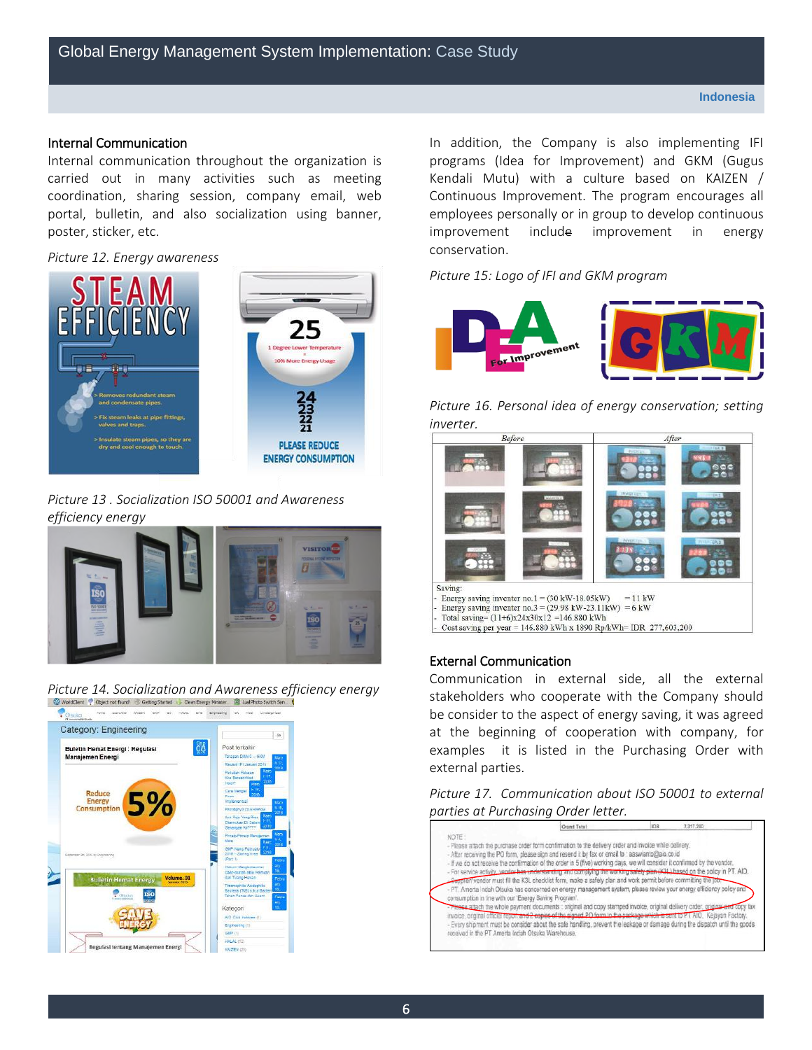## Internal Communication

Internal communication throughout the organization is carried out in many activities such as meeting coordination, sharing session, company email, web portal, bulletin, and also socialization using banner, poster, sticker, etc.

*Picture 12. Energy awareness*

*Picture 13 . Socialization ISO 50001 and Awareness efficiency energy*

*Picture 14. Socialization and Awareness efficiency energy*

In addition, the Company is also implementing IFI programs (Idea for Improvement) and GKM (Gugus Kendali Mutu) with a culture based on KAIZEN / Continuous Improvement. The program encourages all employees personally or in group to develop continuous improvement include improvement in energy conservation.

*Picture 15: Logo of IFI and GKM program*

*Picture 16. Personal idea of energy conservation; setting inverter.*

Saving:
- Energy saving inverter no.1 = (30 kW-18.05kW) = 11 kW
- Energy saving inverter no.3 = (29.98 kW-23.11kW) = 6 kW
- Total saving= (11+6)x24x30x12 =146.880 kWh
- Cost saving per year = 146.880 kWh x 1890 Rp/kWh= IDR 277,603,200

## External Communication

Communication in external side, all the external stakeholders who cooperate with the Company should be consider to the aspect of energy saving, it was agreed at the beginning of cooperation with company, for examples it is listed in the Purchasing Order with external parties.

*Picture 17. Communication about ISO 50001 to external parties at Purchasing Order letter.*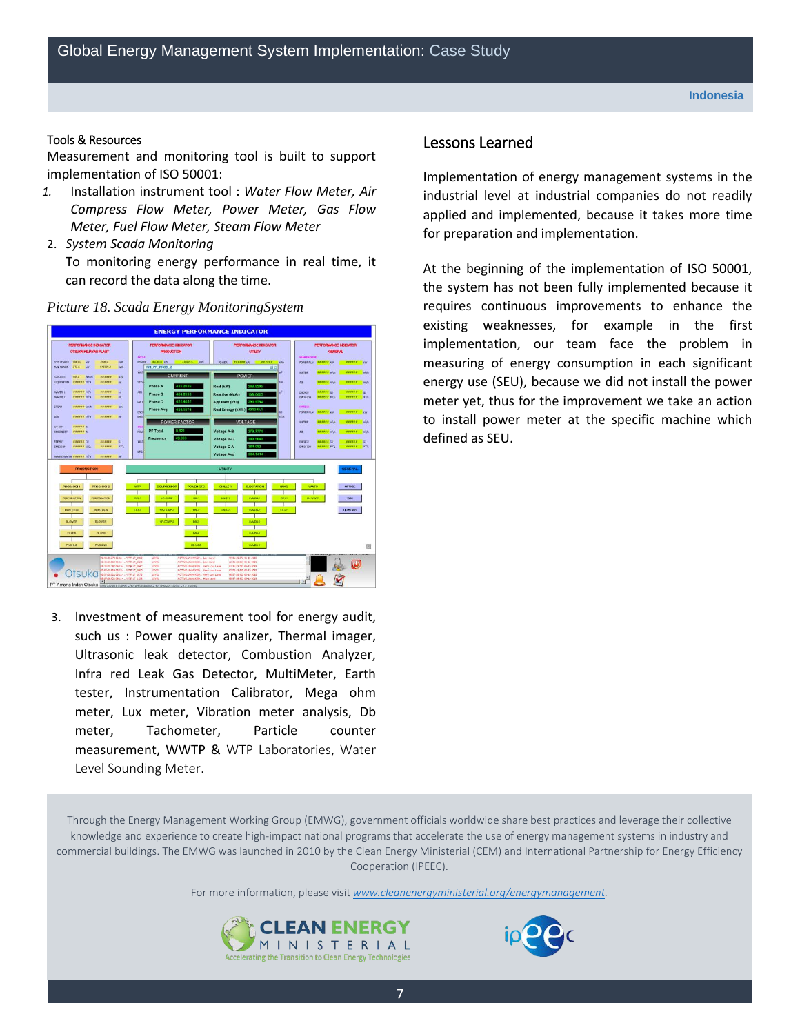Tools & Resources

Measurement and monitoring tool is built to support implementation of ISO 50001:

1. Installation instrument tool : *Water Flow Meter, Air Compress Flow Meter, Power Meter, Gas Flow Meter, Fuel Flow Meter, Steam Flow Meter*
2. *System Scada Monitoring*
   To monitoring energy performance in real time, it can record the data along the time.

*Picture 18. Scada Energy MonitoringSystem*

3. Investment of measurement tool for energy audit, such us : Power quality analizer, Thermal imager, Ultrasonic leak detector, Combustion Analyzer, Infra red Leak Gas Detector, MultiMeter, Earth tester, Instrumentation Calibrator, Mega ohm meter, Lux meter, Vibration meter analysis, Db meter, Tachometer, Particle counter measurement, WWTP & WTP Laboratories, Water Level Sounding Meter.

## Lessons Learned

Implementation of energy management systems in the industrial level at industrial companies do not readily applied and implemented, because it takes more time for preparation and implementation.

At the beginning of the implementation of ISO 50001, the system has not been fully implemented because it requires continuous improvements to enhance the existing weaknesses, for example in the first implementation, our team face the problem in measuring of energy consumption in each significant energy use (SEU), because we did not install the power meter yet, thus for the improvement we take an action to install power meter at the specific machine which defined as SEU.

Through the Energy Management Working Group (EMWG), government officials worldwide share best practices and leverage their collective knowledge and experience to create high-impact national programs that accelerate the use of energy management systems in industry and commercial buildings. The EMWG was launched in 2010 by the Clean Energy Ministerial (CEM) and International Partnership for Energy Efficiency Cooperation (IPEEC).

For more information, please visit *www.cleanenergyministerial.org/energymanagement*.